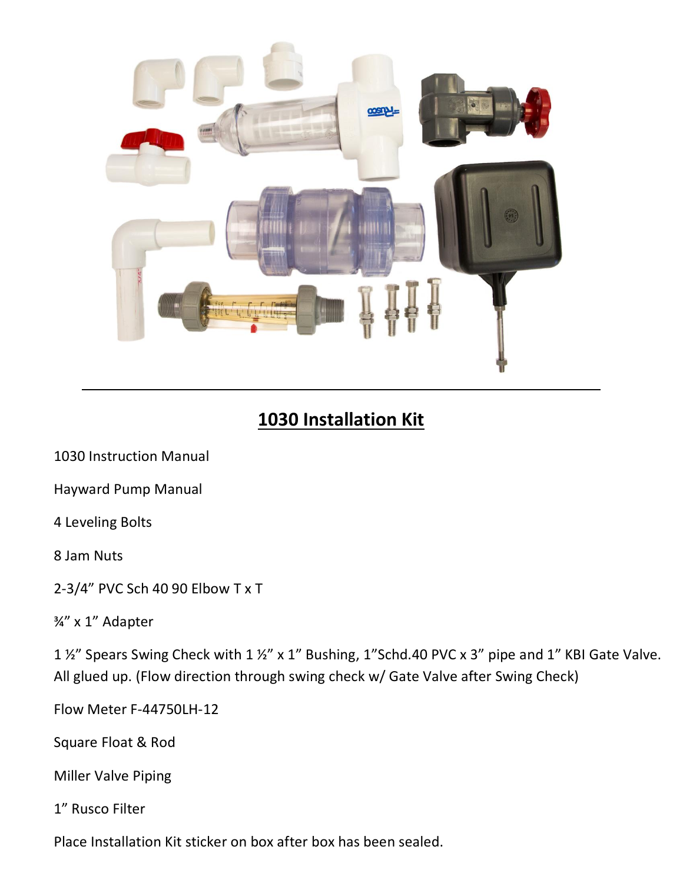## 1030 Installation Kit

1030 Instruction Manual

Hayward Pump Manual

4 Leveling Bolts

8 Jam Nuts

2-3/4" PVC Sch 40 90 Elbow T x T

¾" x 1" Adapter

1 ½" Spears Swing Check with 1 ½" x 1" Bushing, 1"Schd.40 PVC x 3" pipe and 1" KBI Gate Valve. All glued up. (Flow direction through swing check w/ Gate Valve after Swing Check)

Flow Meter F-44750LH-12

Square Float & Rod

Miller Valve Piping

1" Rusco Filter

Place Installation Kit sticker on box after box has been sealed.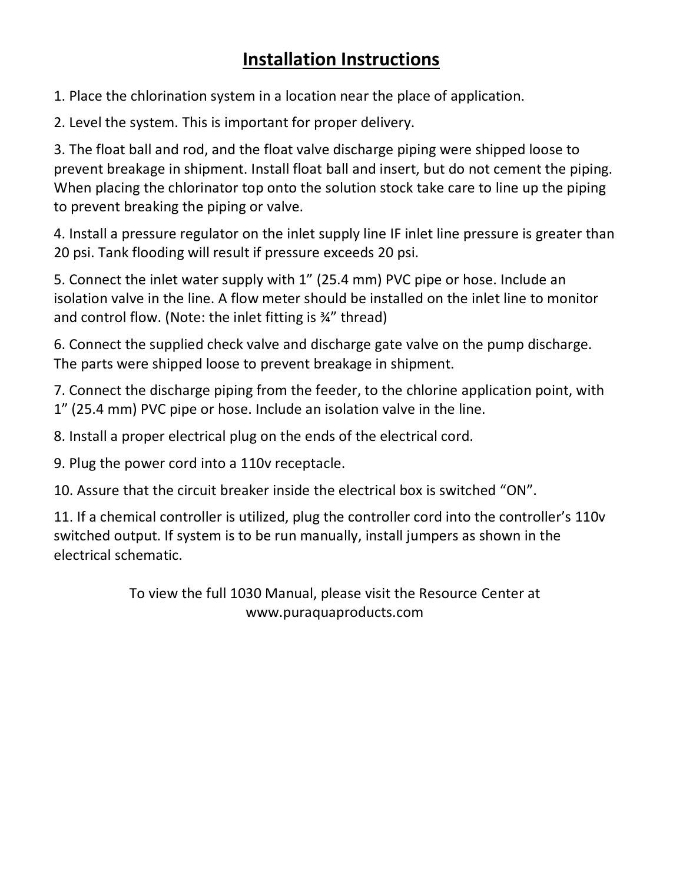# Installation Instructions

1. Place the chlorination system in a location near the place of application.

2. Level the system. This is important for proper delivery.

3. The float ball and rod, and the float valve discharge piping were shipped loose to prevent breakage in shipment. Install float ball and insert, but do not cement the piping. When placing the chlorinator top onto the solution stock take care to line up the piping to prevent breaking the piping or valve.

4. Install a pressure regulator on the inlet supply line IF inlet line pressure is greater than 20 psi. Tank flooding will result if pressure exceeds 20 psi.

5. Connect the inlet water supply with 1" (25.4 mm) PVC pipe or hose. Include an isolation valve in the line. A flow meter should be installed on the inlet line to monitor and control flow. (Note: the inlet fitting is ¾" thread)

6. Connect the supplied check valve and discharge gate valve on the pump discharge. The parts were shipped loose to prevent breakage in shipment.

7. Connect the discharge piping from the feeder, to the chlorine application point, with 1" (25.4 mm) PVC pipe or hose. Include an isolation valve in the line.

8. Install a proper electrical plug on the ends of the electrical cord.

9. Plug the power cord into a 110v receptacle.

10. Assure that the circuit breaker inside the electrical box is switched "ON".

11. If a chemical controller is utilized, plug the controller cord into the controller's 110v switched output. If system is to be run manually, install jumpers as shown in the electrical schematic.

To view the full 1030 Manual, please visit the Resource Center at www.puraquaproducts.com